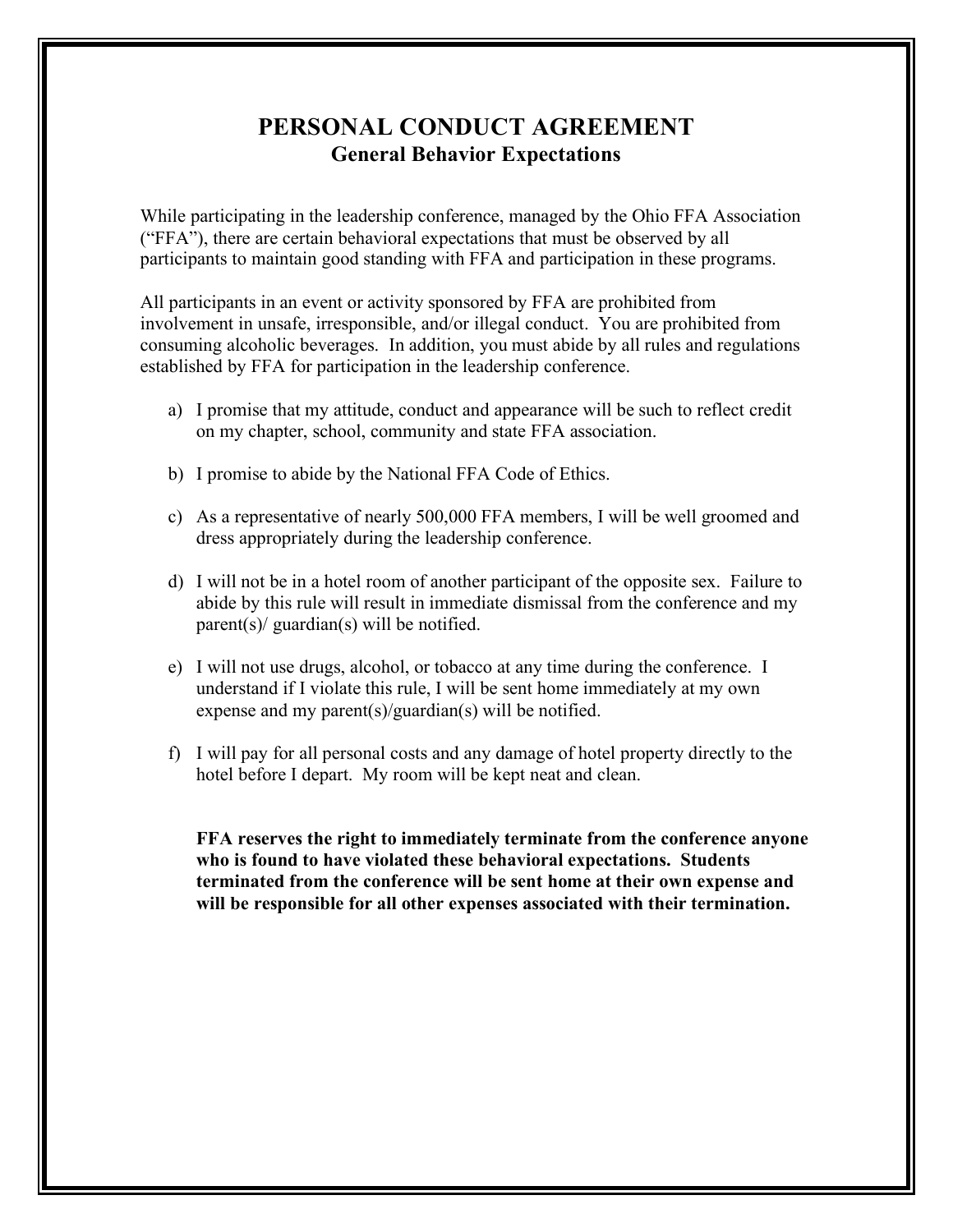# PERSONAL CONDUCT AGREEMENT

## General Behavior Expectations

While participating in the leadership conference, managed by the Ohio FFA Association ("FFA"), there are certain behavioral expectations that must be observed by all participants to maintain good standing with FFA and participation in these programs.

All participants in an event or activity sponsored by FFA are prohibited from involvement in unsafe, irresponsible, and/or illegal conduct. You are prohibited from consuming alcoholic beverages. In addition, you must abide by all rules and regulations established by FFA for participation in the leadership conference.

a) I promise that my attitude, conduct and appearance will be such to reflect credit on my chapter, school, community and state FFA association.

b) I promise to abide by the National FFA Code of Ethics.

c) As a representative of nearly 500,000 FFA members, I will be well groomed and dress appropriately during the leadership conference.

d) I will not be in a hotel room of another participant of the opposite sex. Failure to abide by this rule will result in immediate dismissal from the conference and my parent(s)/ guardian(s) will be notified.

e) I will not use drugs, alcohol, or tobacco at any time during the conference. I understand if I violate this rule, I will be sent home immediately at my own expense and my parent(s)/guardian(s) will be notified.

f) I will pay for all personal costs and any damage of hotel property directly to the hotel before I depart. My room will be kept neat and clean.

**FFA reserves the right to immediately terminate from the conference anyone who is found to have violated these behavioral expectations. Students terminated from the conference will be sent home at their own expense and will be responsible for all other expenses associated with their termination.**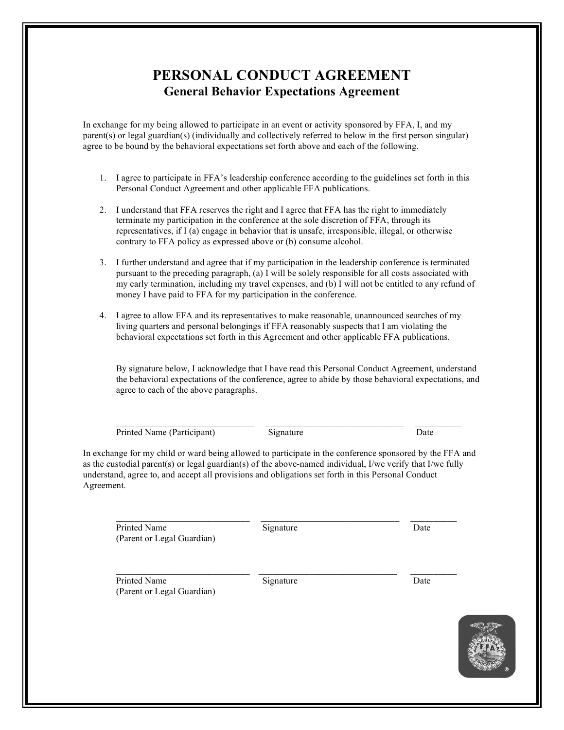# PERSONAL CONDUCT AGREEMENT

## General Behavior Expectations Agreement

In exchange for my being allowed to participate in an event or activity sponsored by FFA, I, and my parent(s) or legal guardian(s) (individually and collectively referred to below in the first person singular) agree to be bound by the behavioral expectations set forth above and each of the following.

1. I agree to participate in FFA's leadership conference according to the guidelines set forth in this Personal Conduct Agreement and other applicable FFA publications.

2. I understand that FFA reserves the right and I agree that FFA has the right to immediately terminate my participation in the conference at the sole discretion of FFA, through its representatives, if I (a) engage in behavior that is unsafe, irresponsible, illegal, or otherwise contrary to FFA policy as expressed above or (b) consume alcohol.

3. I further understand and agree that if my participation in the leadership conference is terminated pursuant to the preceding paragraph, (a) I will be solely responsible for all costs associated with my early termination, including my travel expenses, and (b) I will not be entitled to any refund of money I have paid to FFA for my participation in the conference.

4. I agree to allow FFA and its representatives to make reasonable, unannounced searches of my living quarters and personal belongings if FFA reasonably suspects that I am violating the behavioral expectations set forth in this Agreement and other applicable FFA publications.

By signature below, I acknowledge that I have read this Personal Conduct Agreement, understand the behavioral expectations of the conference, agree to abide by those behavioral expectations, and agree to each of the above paragraphs.

______________________________ ______________________________ __________

Printed Name (Participant) Signature Date

In exchange for my child or ward being allowed to participate in the conference sponsored by the FFA and as the custodial parent(s) or legal guardian(s) of the above-named individual, I/we verify that I/we fully understand, agree to, and accept all provisions and obligations set forth in this Personal Conduct Agreement.

______________________________ ______________________________ __________

Printed Name (Parent or Legal Guardian) Signature Date

______________________________ ______________________________ __________

Printed Name (Parent or Legal Guardian) Signature Date